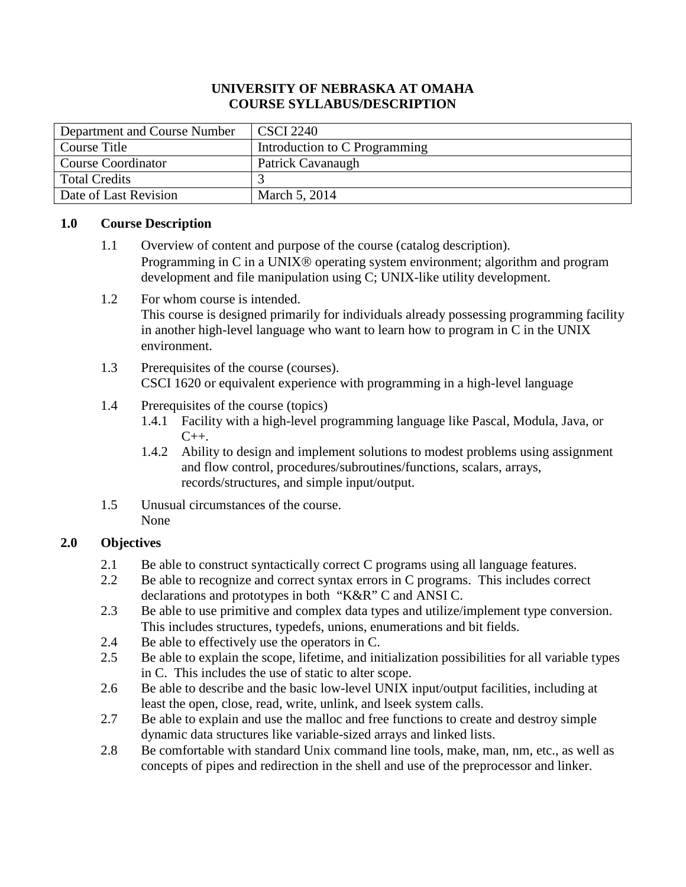**UNIVERSITY OF NEBRASKA AT OMAHA**
**COURSE SYLLABUS/DESCRIPTION**

| Department and Course Number | CSCI 2240 |
|---|---|
| Course Title | Introduction to C Programming |
| Course Coordinator | Patrick Cavanaugh |
| Total Credits | 3 |
| Date of Last Revision | March 5, 2014 |

## 1.0 Course Description

1.1 Overview of content and purpose of the course (catalog description).
Programming in C in a UNIX® operating system environment; algorithm and program development and file manipulation using C; UNIX-like utility development.

1.2 For whom course is intended.
This course is designed primarily for individuals already possessing programming facility in another high-level language who want to learn how to program in C in the UNIX environment.

1.3 Prerequisites of the course (courses).
CSCI 1620 or equivalent experience with programming in a high-level language

1.4 Prerequisites of the course (topics)

- 1.4.1 Facility with a high-level programming language like Pascal, Modula, Java, or C++.
- 1.4.2 Ability to design and implement solutions to modest problems using assignment and flow control, procedures/subroutines/functions, scalars, arrays, records/structures, and simple input/output.

1.5 Unusual circumstances of the course.
None

## 2.0 Objectives

2.1 Be able to construct syntactically correct C programs using all language features.

2.2 Be able to recognize and correct syntax errors in C programs. This includes correct declarations and prototypes in both "K&R" C and ANSI C.

2.3 Be able to use primitive and complex data types and utilize/implement type conversion. This includes structures, typedefs, unions, enumerations and bit fields.

2.4 Be able to effectively use the operators in C.

2.5 Be able to explain the scope, lifetime, and initialization possibilities for all variable types in C. This includes the use of static to alter scope.

2.6 Be able to describe and the basic low-level UNIX input/output facilities, including at least the open, close, read, write, unlink, and lseek system calls.

2.7 Be able to explain and use the malloc and free functions to create and destroy simple dynamic data structures like variable-sized arrays and linked lists.

2.8 Be comfortable with standard Unix command line tools, make, man, nm, etc., as well as concepts of pipes and redirection in the shell and use of the preprocessor and linker.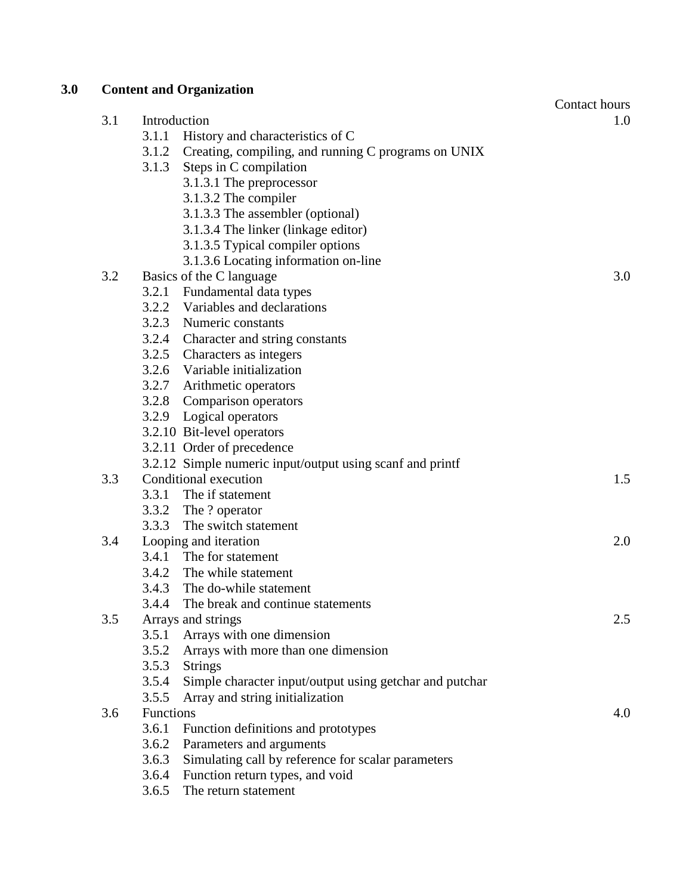## 3.0 Content and Organization

| | | Contact hours |
|---|---|---|
| 3.1 | Introduction | 1.0 |
| | 3.1.1 History and characteristics of C | |
| | 3.1.2 Creating, compiling, and running C programs on UNIX | |
| | 3.1.3 Steps in C compilation | |
| | 3.1.3.1 The preprocessor | |
| | 3.1.3.2 The compiler | |
| | 3.1.3.3 The assembler (optional) | |
| | 3.1.3.4 The linker (linkage editor) | |
| | 3.1.3.5 Typical compiler options | |
| | 3.1.3.6 Locating information on-line | |
| 3.2 | Basics of the C language | 3.0 |
| | 3.2.1 Fundamental data types | |
| | 3.2.2 Variables and declarations | |
| | 3.2.3 Numeric constants | |
| | 3.2.4 Character and string constants | |
| | 3.2.5 Characters as integers | |
| | 3.2.6 Variable initialization | |
| | 3.2.7 Arithmetic operators | |
| | 3.2.8 Comparison operators | |
| | 3.2.9 Logical operators | |
| | 3.2.10 Bit-level operators | |
| | 3.2.11 Order of precedence | |
| | 3.2.12 Simple numeric input/output using scanf and printf | |
| 3.3 | Conditional execution | 1.5 |
| | 3.3.1 The if statement | |
| | 3.3.2 The ? operator | |
| | 3.3.3 The switch statement | |
| 3.4 | Looping and iteration | 2.0 |
| | 3.4.1 The for statement | |
| | 3.4.2 The while statement | |
| | 3.4.3 The do-while statement | |
| | 3.4.4 The break and continue statements | |
| 3.5 | Arrays and strings | 2.5 |
| | 3.5.1 Arrays with one dimension | |
| | 3.5.2 Arrays with more than one dimension | |
| | 3.5.3 Strings | |
| | 3.5.4 Simple character input/output using getchar and putchar | |
| | 3.5.5 Array and string initialization | |
| 3.6 | Functions | 4.0 |
| | 3.6.1 Function definitions and prototypes | |
| | 3.6.2 Parameters and arguments | |
| | 3.6.3 Simulating call by reference for scalar parameters | |
| | 3.6.4 Function return types, and void | |
| | 3.6.5 The return statement | |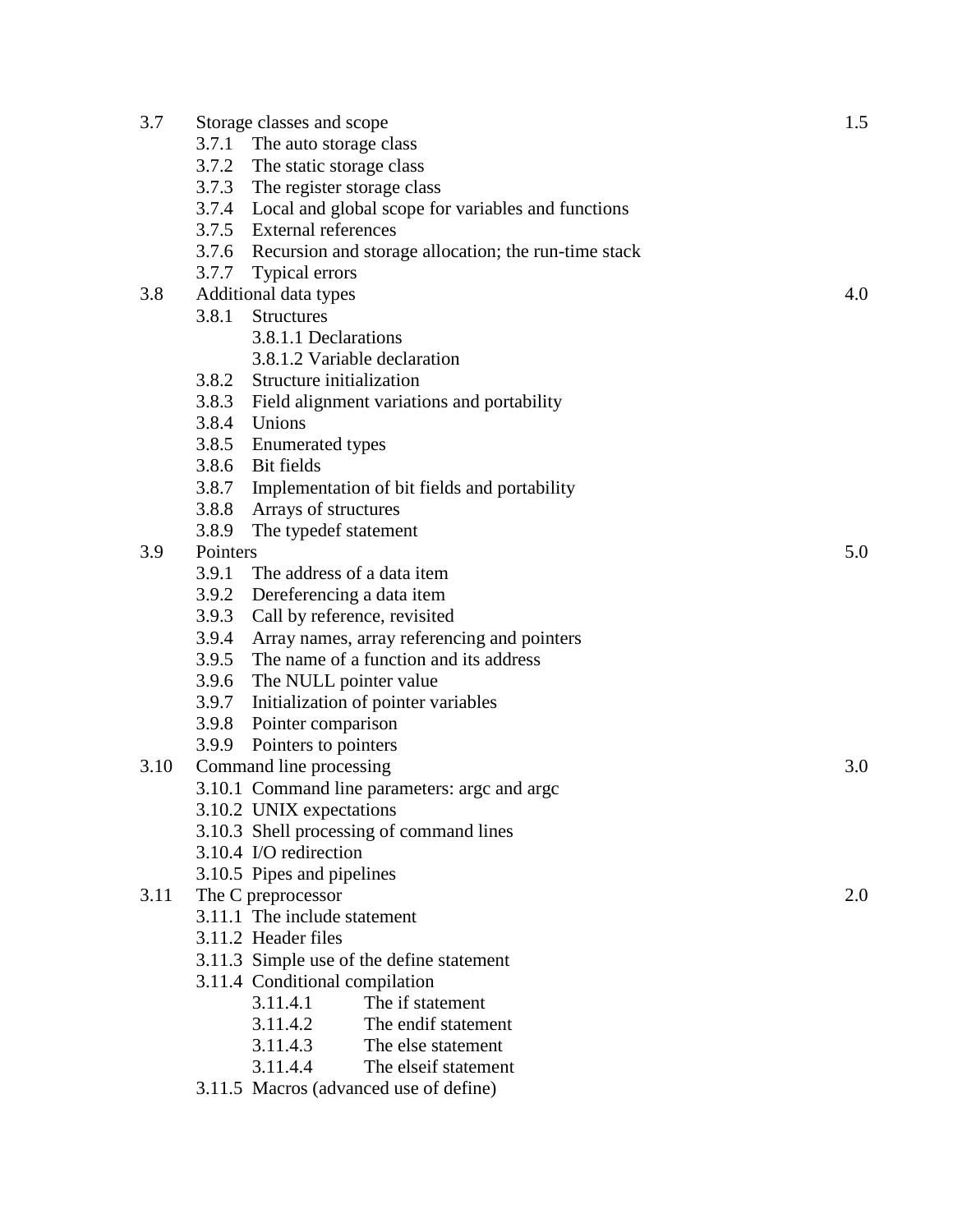| | | |
|---|---|---|
| 3.7 | Storage classes and scope | 1.5 |
| | 3.7.1 The auto storage class | |
| | 3.7.2 The static storage class | |
| | 3.7.3 The register storage class | |
| | 3.7.4 Local and global scope for variables and functions | |
| | 3.7.5 External references | |
| | 3.7.6 Recursion and storage allocation; the run-time stack | |
| | 3.7.7 Typical errors | |
| 3.8 | Additional data types | 4.0 |
| | 3.8.1 Structures | |
| | 3.8.1.1 Declarations | |
| | 3.8.1.2 Variable declaration | |
| | 3.8.2 Structure initialization | |
| | 3.8.3 Field alignment variations and portability | |
| | 3.8.4 Unions | |
| | 3.8.5 Enumerated types | |
| | 3.8.6 Bit fields | |
| | 3.8.7 Implementation of bit fields and portability | |
| | 3.8.8 Arrays of structures | |
| | 3.8.9 The typedef statement | |
| 3.9 | Pointers | 5.0 |
| | 3.9.1 The address of a data item | |
| | 3.9.2 Dereferencing a data item | |
| | 3.9.3 Call by reference, revisited | |
| | 3.9.4 Array names, array referencing and pointers | |
| | 3.9.5 The name of a function and its address | |
| | 3.9.6 The NULL pointer value | |
| | 3.9.7 Initialization of pointer variables | |
| | 3.9.8 Pointer comparison | |
| | 3.9.9 Pointers to pointers | |
| 3.10 | Command line processing | 3.0 |
| | 3.10.1 Command line parameters: argc and argc | |
| | 3.10.2 UNIX expectations | |
| | 3.10.3 Shell processing of command lines | |
| | 3.10.4 I/O redirection | |
| | 3.10.5 Pipes and pipelines | |
| 3.11 | The C preprocessor | 2.0 |
| | 3.11.1 The include statement | |
| | 3.11.2 Header files | |
| | 3.11.3 Simple use of the define statement | |
| | 3.11.4 Conditional compilation | |
| | 3.11.4.1 The if statement | |
| | 3.11.4.2 The endif statement | |
| | 3.11.4.3 The else statement | |
| | 3.11.4.4 The elseif statement | |
| | 3.11.5 Macros (advanced use of define) | |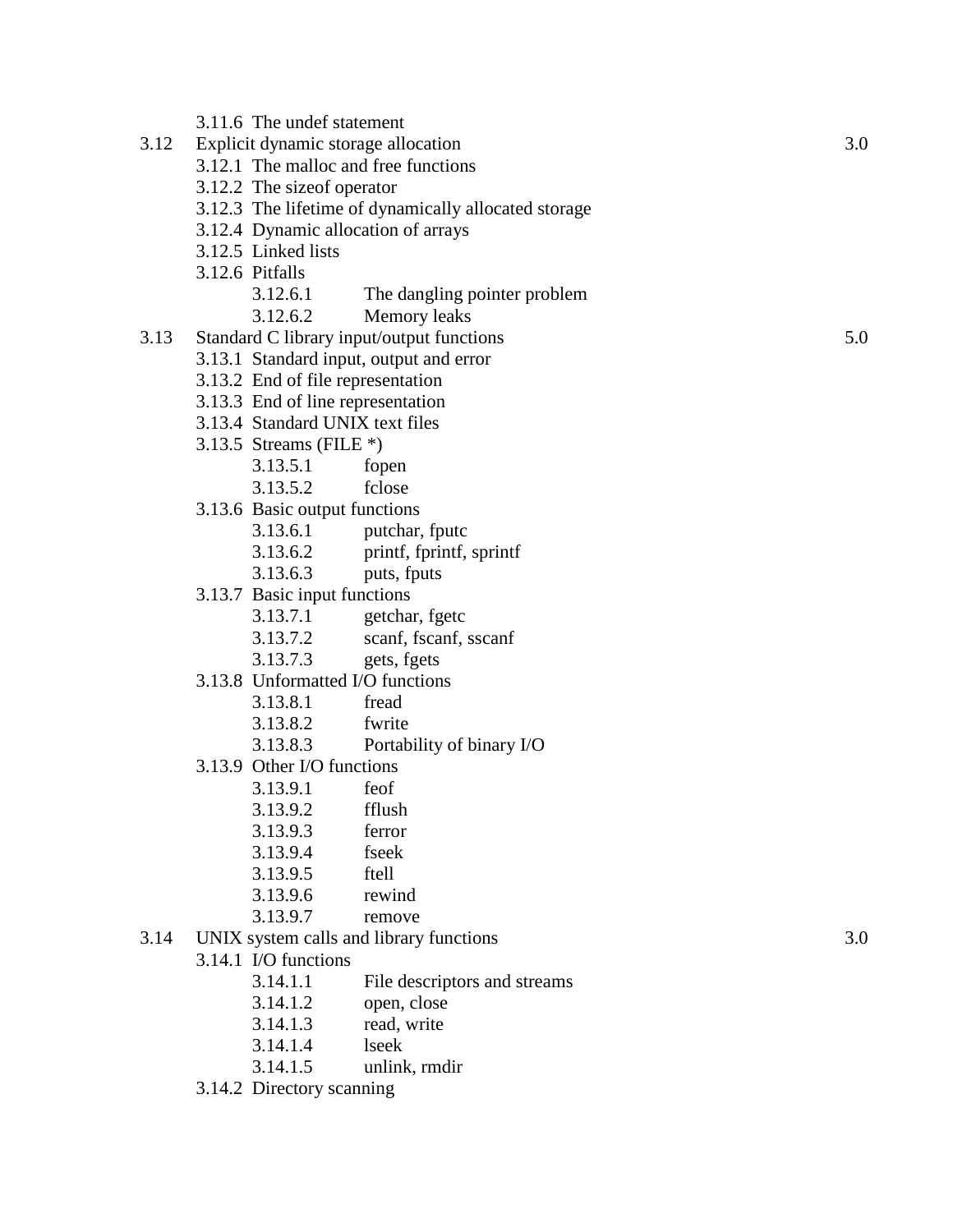- 3.11.6 The undef statement

| | | |
|---|---|---|
| 3.12 | Explicit dynamic storage allocation | 3.0 |

- 3.12.1 The malloc and free functions
- 3.12.2 The sizeof operator
- 3.12.3 The lifetime of dynamically allocated storage
- 3.12.4 Dynamic allocation of arrays
- 3.12.5 Linked lists
- 3.12.6 Pitfalls
    - 3.12.6.1 The dangling pointer problem
    - 3.12.6.2 Memory leaks

| | | |
|---|---|---|
| 3.13 | Standard C library input/output functions | 5.0 |

- 3.13.1 Standard input, output and error
- 3.13.2 End of file representation
- 3.13.3 End of line representation
- 3.13.4 Standard UNIX text files
- 3.13.5 Streams (FILE *)
    - 3.13.5.1 fopen
    - 3.13.5.2 fclose
- 3.13.6 Basic output functions
    - 3.13.6.1 putchar, fputc
    - 3.13.6.2 printf, fprintf, sprintf
    - 3.13.6.3 puts, fputs
- 3.13.7 Basic input functions
    - 3.13.7.1 getchar, fgetc
    - 3.13.7.2 scanf, fscanf, sscanf
    - 3.13.7.3 gets, fgets
- 3.13.8 Unformatted I/O functions
    - 3.13.8.1 fread
    - 3.13.8.2 fwrite
    - 3.13.8.3 Portability of binary I/O
- 3.13.9 Other I/O functions
    - 3.13.9.1 feof
    - 3.13.9.2 fflush
    - 3.13.9.3 ferror
    - 3.13.9.4 fseek
    - 3.13.9.5 ftell
    - 3.13.9.6 rewind
    - 3.13.9.7 remove

| | | |
|---|---|---|
| 3.14 | UNIX system calls and library functions | 3.0 |

- 3.14.1 I/O functions
    - 3.14.1.1 File descriptors and streams
    - 3.14.1.2 open, close
    - 3.14.1.3 read, write
    - 3.14.1.4 lseek
    - 3.14.1.5 unlink, rmdir
- 3.14.2 Directory scanning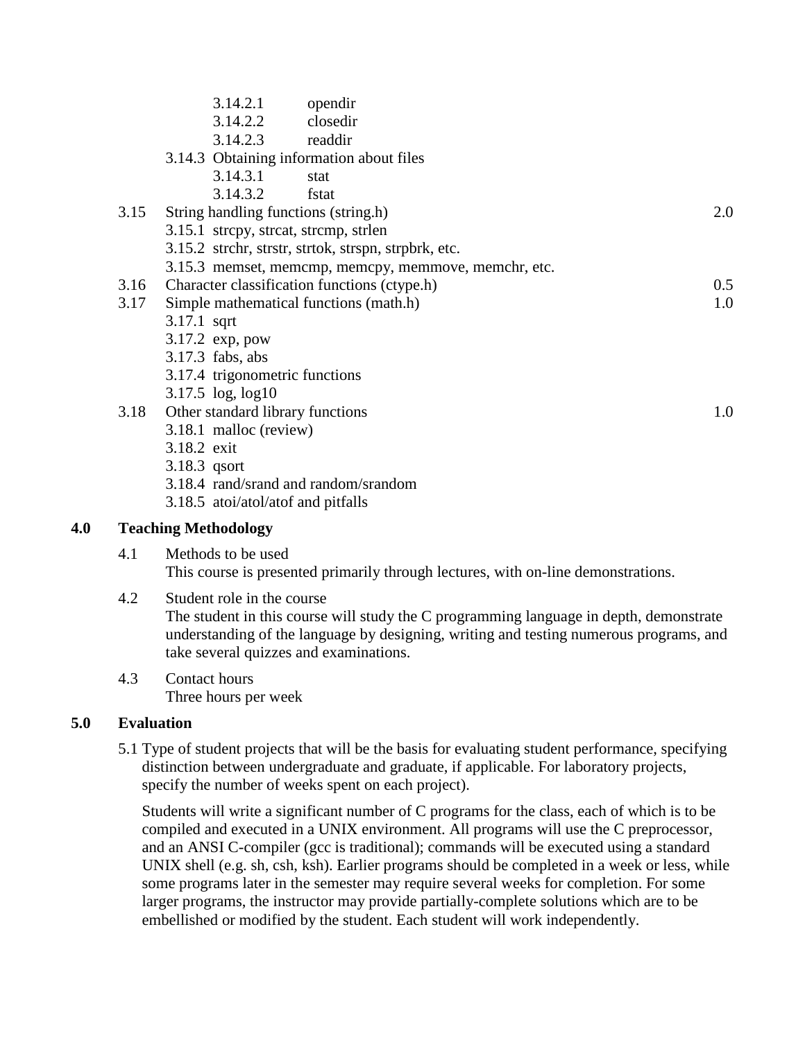- 3.14.2.1 opendir
- 3.14.2.2 closedir
- 3.14.2.3 readdir

3.14.3 Obtaining information about files

- 3.14.3.1 stat
- 3.14.3.2 fstat

| | | |
|---|---|---|
| 3.15 | String handling functions (string.h) | 2.0 |
| | 3.15.1 strcpy, strcat, strcmp, strlen | |
| | 3.15.2 strchr, strstr, strtok, strspn, strpbrk, etc. | |
| | 3.15.3 memset, memcmp, memcpy, memmove, memchr, etc. | |
| 3.16 | Character classification functions (ctype.h) | 0.5 |
| 3.17 | Simple mathematical functions (math.h) | 1.0 |
| | 3.17.1 sqrt | |
| | 3.17.2 exp, pow | |
| | 3.17.3 fabs, abs | |
| | 3.17.4 trigonometric functions | |
| | 3.17.5 log, log10 | |
| 3.18 | Other standard library functions | 1.0 |
| | 3.18.1 malloc (review) | |
| | 3.18.2 exit | |
| | 3.18.3 qsort | |
| | 3.18.4 rand/srand and random/srandom | |
| | 3.18.5 atoi/atol/atof and pitfalls | |

## 4.0 Teaching Methodology

4.1 Methods to be used

This course is presented primarily through lectures, with on-line demonstrations.

4.2 Student role in the course

The student in this course will study the C programming language in depth, demonstrate understanding of the language by designing, writing and testing numerous programs, and take several quizzes and examinations.

4.3 Contact hours

Three hours per week

## 5.0 Evaluation

5.1 Type of student projects that will be the basis for evaluating student performance, specifying distinction between undergraduate and graduate, if applicable. For laboratory projects, specify the number of weeks spent on each project).

Students will write a significant number of C programs for the class, each of which is to be compiled and executed in a UNIX environment. All programs will use the C preprocessor, and an ANSI C-compiler (gcc is traditional); commands will be executed using a standard UNIX shell (e.g. sh, csh, ksh). Earlier programs should be completed in a week or less, while some programs later in the semester may require several weeks for completion. For some larger programs, the instructor may provide partially-complete solutions which are to be embellished or modified by the student. Each student will work independently.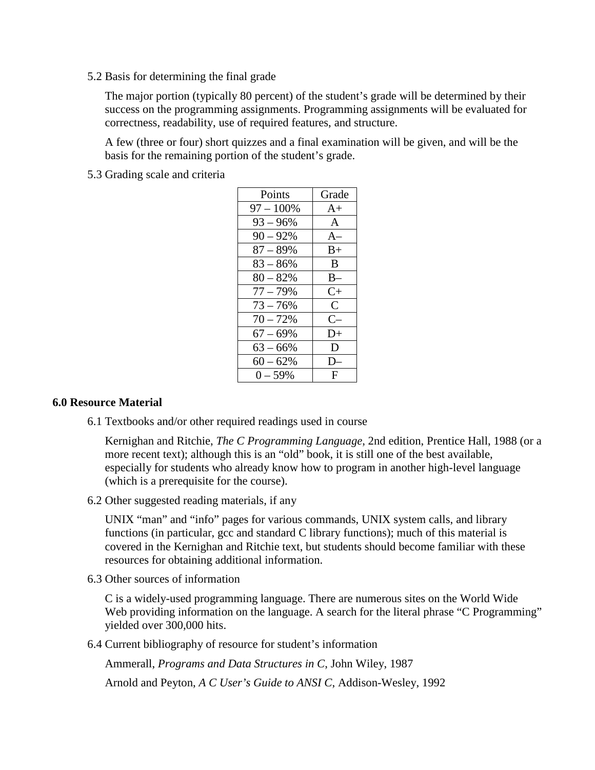5.2 Basis for determining the final grade

The major portion (typically 80 percent) of the student's grade will be determined by their success on the programming assignments. Programming assignments will be evaluated for correctness, readability, use of required features, and structure.

A few (three or four) short quizzes and a final examination will be given, and will be the basis for the remaining portion of the student's grade.

5.3 Grading scale and criteria

| Points | Grade |
|---|---|
| 97 – 100% | A+ |
| 93 – 96% | A |
| 90 – 92% | A– |
| 87 – 89% | B+ |
| 83 – 86% | B |
| 80 – 82% | B– |
| 77 – 79% | C+ |
| 73 – 76% | C |
| 70 – 72% | C– |
| 67 – 69% | D+ |
| 63 – 66% | D |
| 60 – 62% | D– |
| 0 – 59% | F |

## 6.0 Resource Material

6.1 Textbooks and/or other required readings used in course

Kernighan and Ritchie, *The C Programming Language*, 2nd edition, Prentice Hall, 1988 (or a more recent text); although this is an "old" book, it is still one of the best available, especially for students who already know how to program in another high-level language (which is a prerequisite for the course).

6.2 Other suggested reading materials, if any

UNIX "man" and "info" pages for various commands, UNIX system calls, and library functions (in particular, gcc and standard C library functions); much of this material is covered in the Kernighan and Ritchie text, but students should become familiar with these resources for obtaining additional information.

6.3 Other sources of information

C is a widely-used programming language. There are numerous sites on the World Wide Web providing information on the language. A search for the literal phrase "C Programming" yielded over 300,000 hits.

6.4 Current bibliography of resource for student's information

Ammerall, *Programs and Data Structures in C*, John Wiley, 1987

Arnold and Peyton, *A C User's Guide to ANSI C*, Addison-Wesley, 1992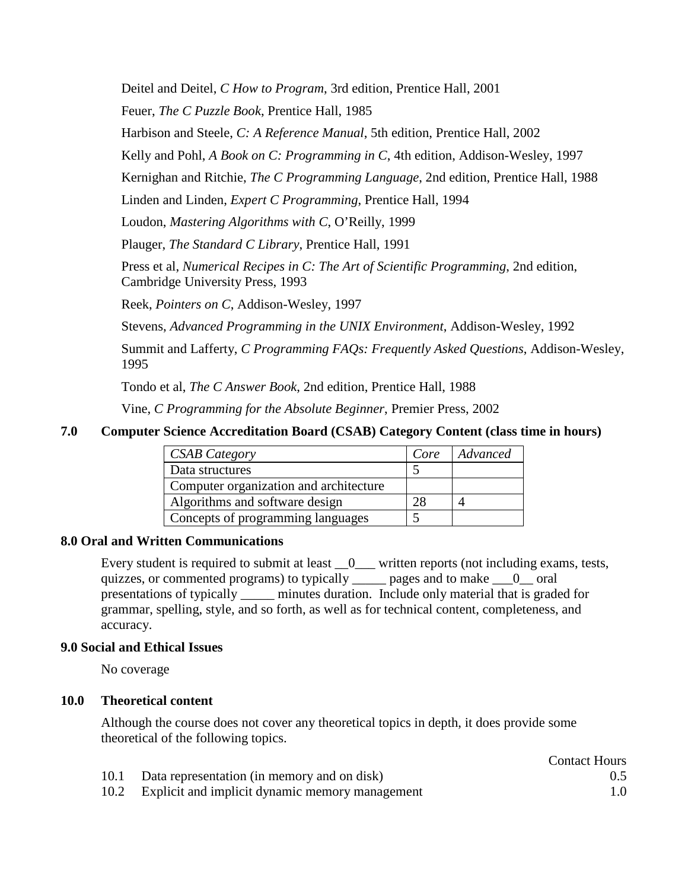Deitel and Deitel, *C How to Program*, 3rd edition, Prentice Hall, 2001

Feuer, *The C Puzzle Book*, Prentice Hall, 1985

Harbison and Steele, *C: A Reference Manual*, 5th edition, Prentice Hall, 2002

Kelly and Pohl, *A Book on C: Programming in C*, 4th edition, Addison-Wesley, 1997

Kernighan and Ritchie, *The C Programming Language*, 2nd edition, Prentice Hall, 1988

Linden and Linden, *Expert C Programming*, Prentice Hall, 1994

Loudon, *Mastering Algorithms with C*, O'Reilly, 1999

Plauger, *The Standard C Library*, Prentice Hall, 1991

Press et al, *Numerical Recipes in C: The Art of Scientific Programming*, 2nd edition, Cambridge University Press, 1993

Reek, *Pointers on C*, Addison-Wesley, 1997

Stevens, *Advanced Programming in the UNIX Environment*, Addison-Wesley, 1992

Summit and Lafferty, *C Programming FAQs: Frequently Asked Questions*, Addison-Wesley, 1995

Tondo et al, *The C Answer Book*, 2nd edition, Prentice Hall, 1988

Vine, *C Programming for the Absolute Beginner*, Premier Press, 2002

## 7.0 Computer Science Accreditation Board (CSAB) Category Content (class time in hours)

| *CSAB Category* | *Core* | *Advanced* |
|---|---|---|
| Data structures | 5 | |
| Computer organization and architecture | | |
| Algorithms and software design | 28 | 4 |
| Concepts of programming languages | 5 | |

## 8.0 Oral and Written Communications

Every student is required to submit at least __0___ written reports (not including exams, tests, quizzes, or commented programs) to typically _____ pages and to make ___0__ oral presentations of typically _____ minutes duration. Include only material that is graded for grammar, spelling, style, and so forth, as well as for technical content, completeness, and accuracy.

## 9.0 Social and Ethical Issues

No coverage

## 10.0 Theoretical content

Although the course does not cover any theoretical topics in depth, it does provide some theoretical of the following topics.

| | | Contact Hours |
|---|---|---|
| 10.1 | Data representation (in memory and on disk) | 0.5 |
| 10.2 | Explicit and implicit dynamic memory management | 1.0 |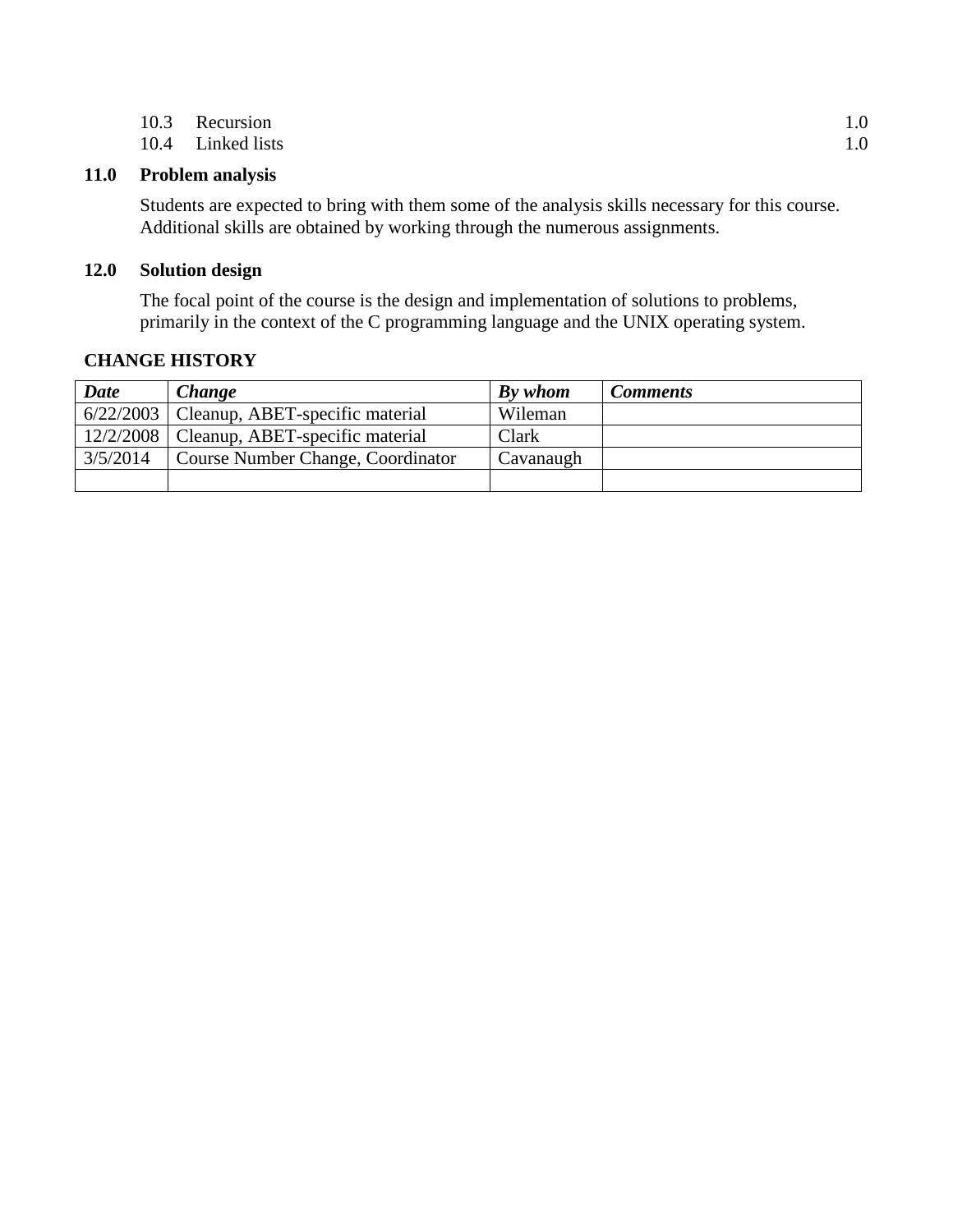10.3 Recursion 1.0
10.4 Linked lists 1.0

**11.0 Problem analysis**

Students are expected to bring with them some of the analysis skills necessary for this course. Additional skills are obtained by working through the numerous assignments.

**12.0 Solution design**

The focal point of the course is the design and implementation of solutions to problems, primarily in the context of the C programming language and the UNIX operating system.

**CHANGE HISTORY**

| ***Date*** | ***Change*** | ***By whom*** | ***Comments*** |
|---|---|---|---|
| 6/22/2003 | Cleanup, ABET-specific material | Wileman | |
| 12/2/2008 | Cleanup, ABET-specific material | Clark | |
| 3/5/2014 | Course Number Change, Coordinator | Cavanaugh | |
| | | | |